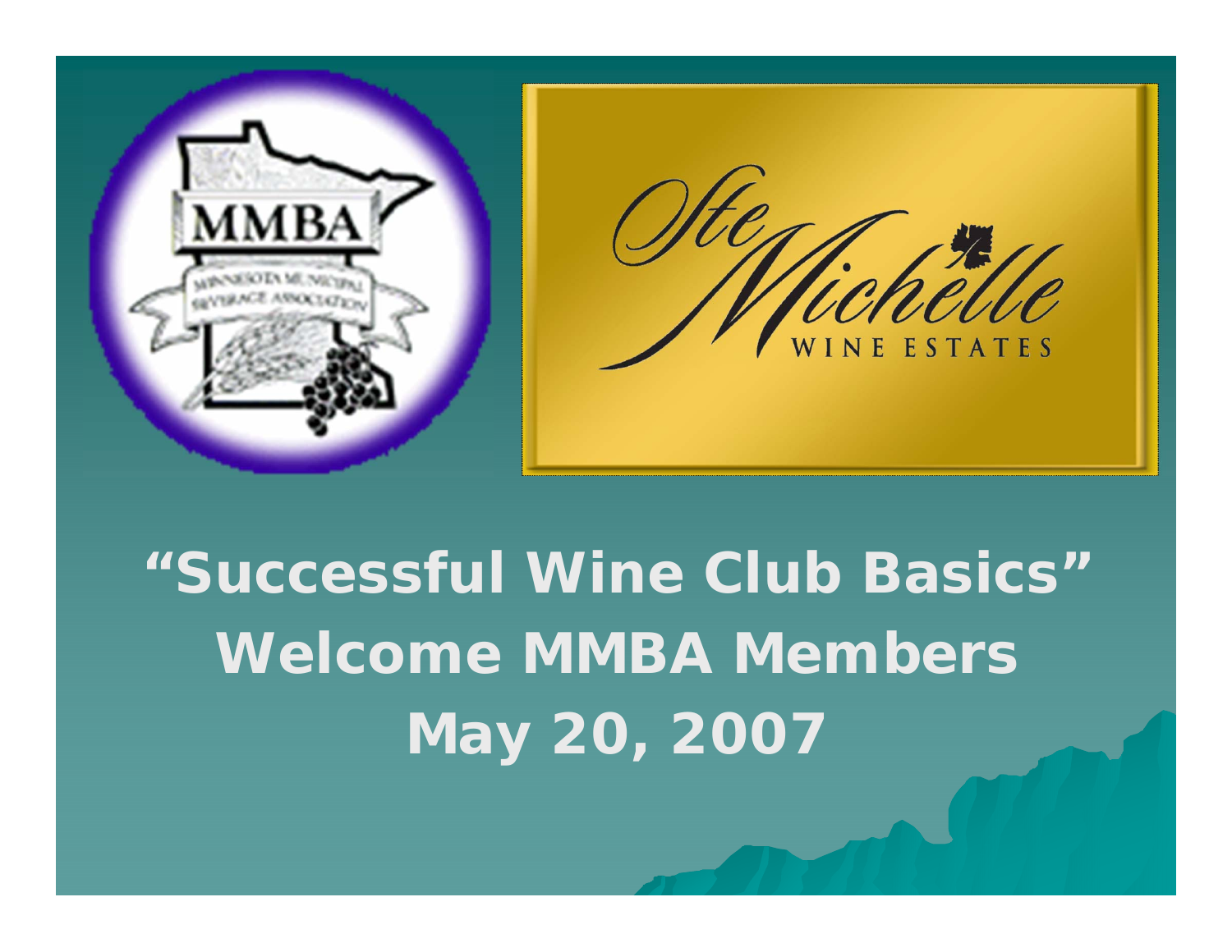# "Successful Wine Club Basics"

## Welcome MMBA Members

## May 20, 2007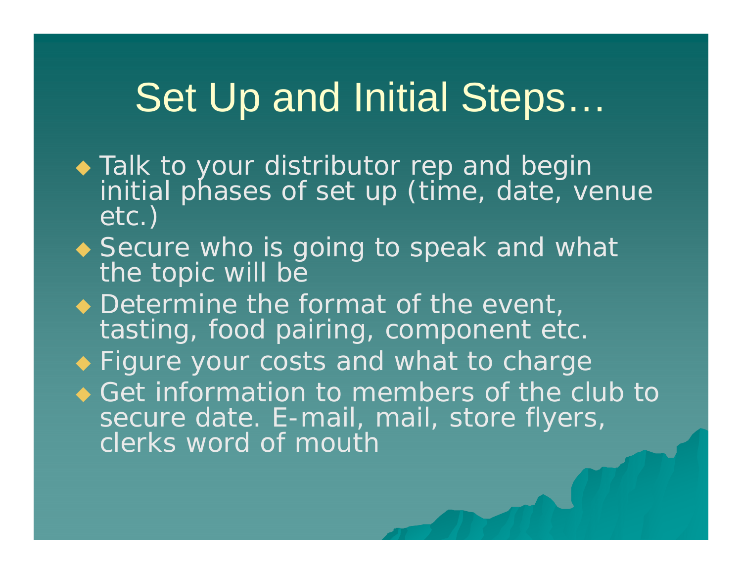# Set Up and Initial Steps…

- Talk to your distributor rep and begin initial phases of set up (time, date, venue etc.)
- Secure who is going to speak and what the topic will be
- Determine the format of the event, tasting, food pairing, component etc.
- Figure your costs and what to charge
- Get information to members of the club to secure date. E-mail, mail, store flyers, clerks word of mouth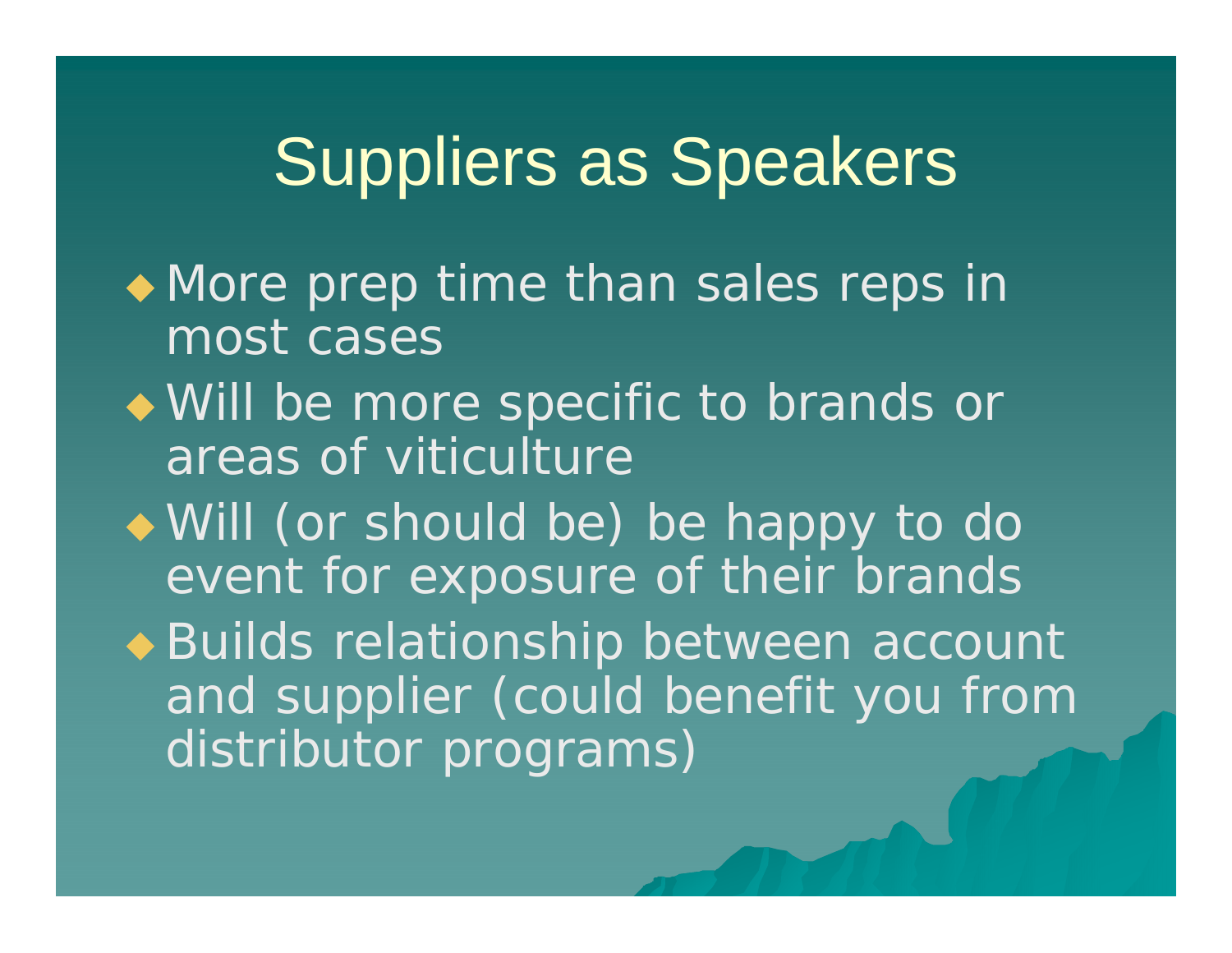# Suppliers as Speakers

- More prep time than sales reps in most cases
- Will be more specific to brands or areas of viticulture
- Will (or should be) be happy to do event for exposure of their brands
- Builds relationship between account and supplier (could benefit you from distributor programs)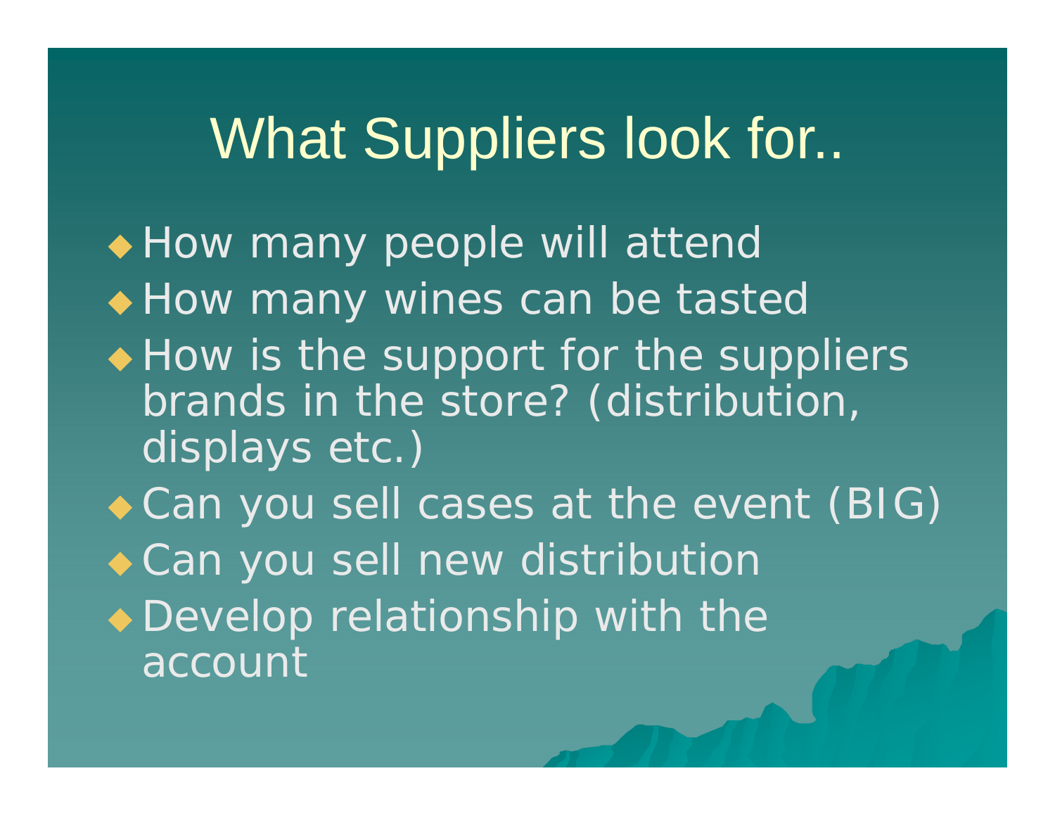# What Suppliers look for..

- How many people will attend
- How many wines can be tasted
- How is the support for the suppliers brands in the store? (distribution, displays etc.)
- Can you sell cases at the event (BIG)
- Can you sell new distribution
- Develop relationship with the account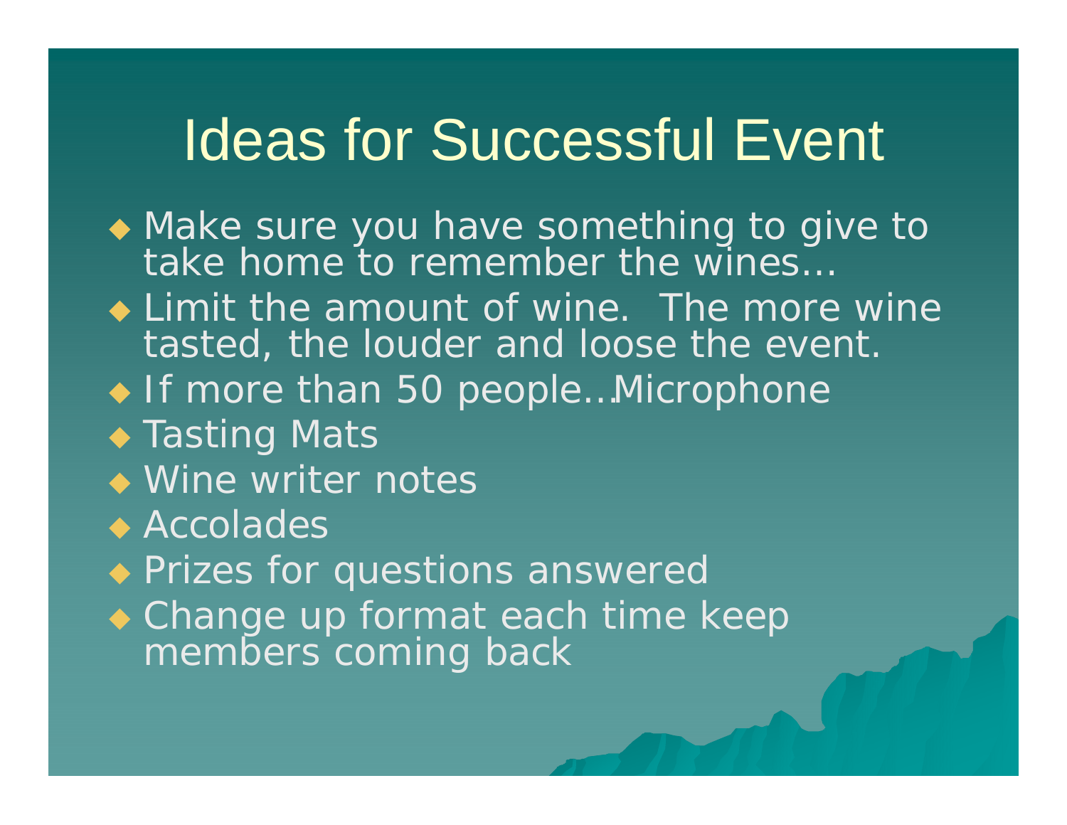# Ideas for Successful Event

- Make sure you have something to give to take home to remember the wines…
- Limit the amount of wine. The more wine tasted, the louder and loose the event.
- If more than 50 people…Microphone
- Tasting Mats
- Wine writer notes
- Accolades
- Prizes for questions answered
- Change up format each time keep members coming back